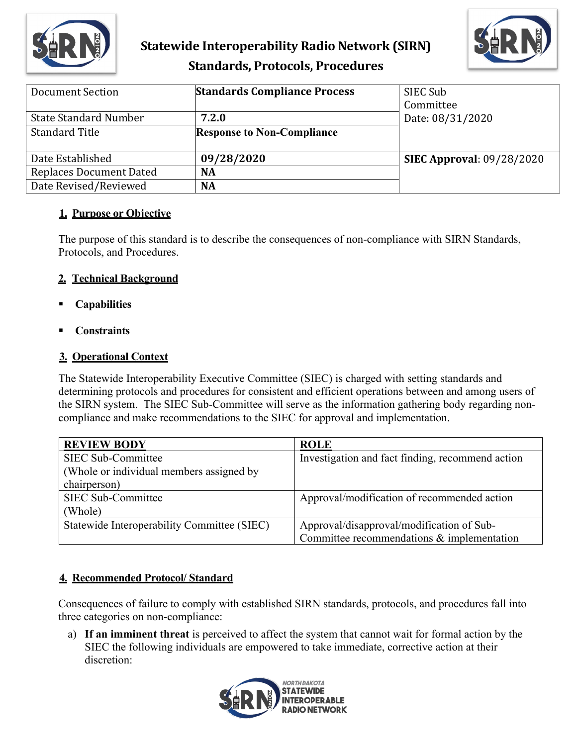# Statewide Interoperability Radio Network (SIRN)

## Standards, Protocols, Procedures

| Document Section | Standards Compliance Process | SIEC Sub Committee Date: 08/31/2020 |
|---|---|---|
| State Standard Number | 7.2.0 | |
| Standard Title | Response to Non-Compliance | |
| Date Established | 09/28/2020 | SIEC Approval: 09/28/2020 |
| Replaces Document Dated | NA | |
| Date Revised/Reviewed | NA | |

### 1. Purpose or Objective

The purpose of this standard is to describe the consequences of non-compliance with SIRN Standards, Protocols, and Procedures.

### 2. Technical Background

- **Capabilities**
- **Constraints**

### 3. Operational Context

The Statewide Interoperability Executive Committee (SIEC) is charged with setting standards and determining protocols and procedures for consistent and efficient operations between and among users of the SIRN system. The SIEC Sub-Committee will serve as the information gathering body regarding non-compliance and make recommendations to the SIEC for approval and implementation.

| REVIEW BODY | ROLE |
|---|---|
| SIEC Sub-Committee (Whole or individual members assigned by chairperson) | Investigation and fact finding, recommend action |
| SIEC Sub-Committee (Whole) | Approval/modification of recommended action |
| Statewide Interoperability Committee (SIEC) | Approval/disapproval/modification of Sub-Committee recommendations & implementation |

### 4. Recommended Protocol/ Standard

Consequences of failure to comply with established SIRN standards, protocols, and procedures fall into three categories on non-compliance:

a) **If an imminent threat** is perceived to affect the system that cannot wait for formal action by the SIEC the following individuals are empowered to take immediate, corrective action at their discretion: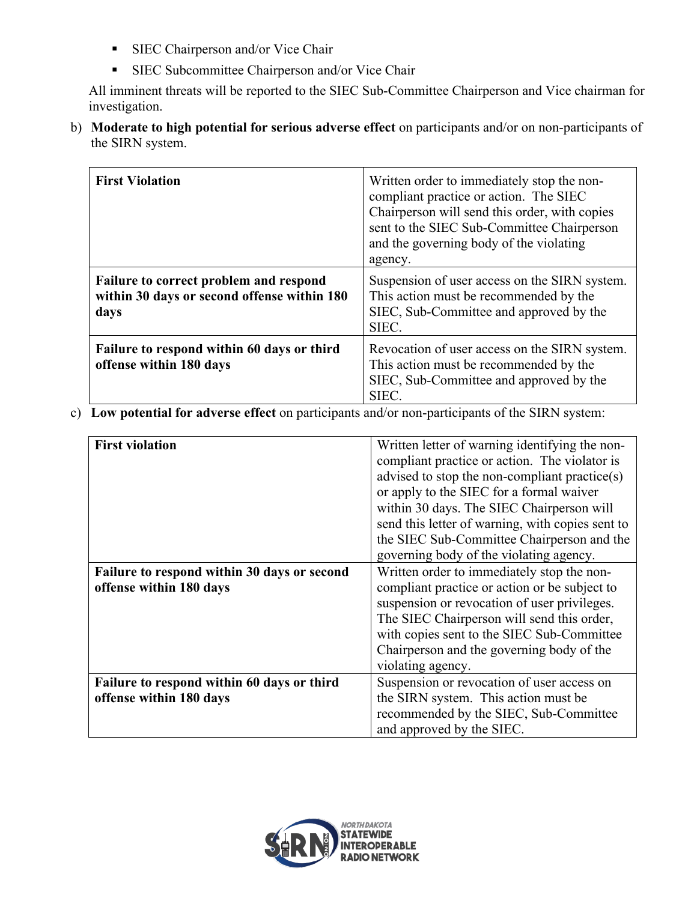- SIEC Chairperson and/or Vice Chair
- SIEC Subcommittee Chairperson and/or Vice Chair

All imminent threats will be reported to the SIEC Sub-Committee Chairperson and Vice chairman for investigation.

b) **Moderate to high potential for serious adverse effect** on participants and/or on non-participants of the SIRN system.

| | |
|---|---|
| **First Violation** | Written order to immediately stop the non-compliant practice or action. The SIEC Chairperson will send this order, with copies sent to the SIEC Sub-Committee Chairperson and the governing body of the violating agency. |
| **Failure to correct problem and respond within 30 days or second offense within 180 days** | Suspension of user access on the SIRN system. This action must be recommended by the SIEC, Sub-Committee and approved by the SIEC. |
| **Failure to respond within 60 days or third offense within 180 days** | Revocation of user access on the SIRN system. This action must be recommended by the SIEC, Sub-Committee and approved by the SIEC. |

c) **Low potential for adverse effect** on participants and/or non-participants of the SIRN system:

| | |
|---|---|
| **First violation** | Written letter of warning identifying the non-compliant practice or action. The violator is advised to stop the non-compliant practice(s) or apply to the SIEC for a formal waiver within 30 days. The SIEC Chairperson will send this letter of warning, with copies sent to the SIEC Sub-Committee Chairperson and the governing body of the violating agency. |
| **Failure to respond within 30 days or second offense within 180 days** | Written order to immediately stop the non-compliant practice or action or be subject to suspension or revocation of user privileges. The SIEC Chairperson will send this order, with copies sent to the SIEC Sub-Committee Chairperson and the governing body of the violating agency. |
| **Failure to respond within 60 days or third offense within 180 days** | Suspension or revocation of user access on the SIRN system. This action must be recommended by the SIEC, Sub-Committee and approved by the SIEC. |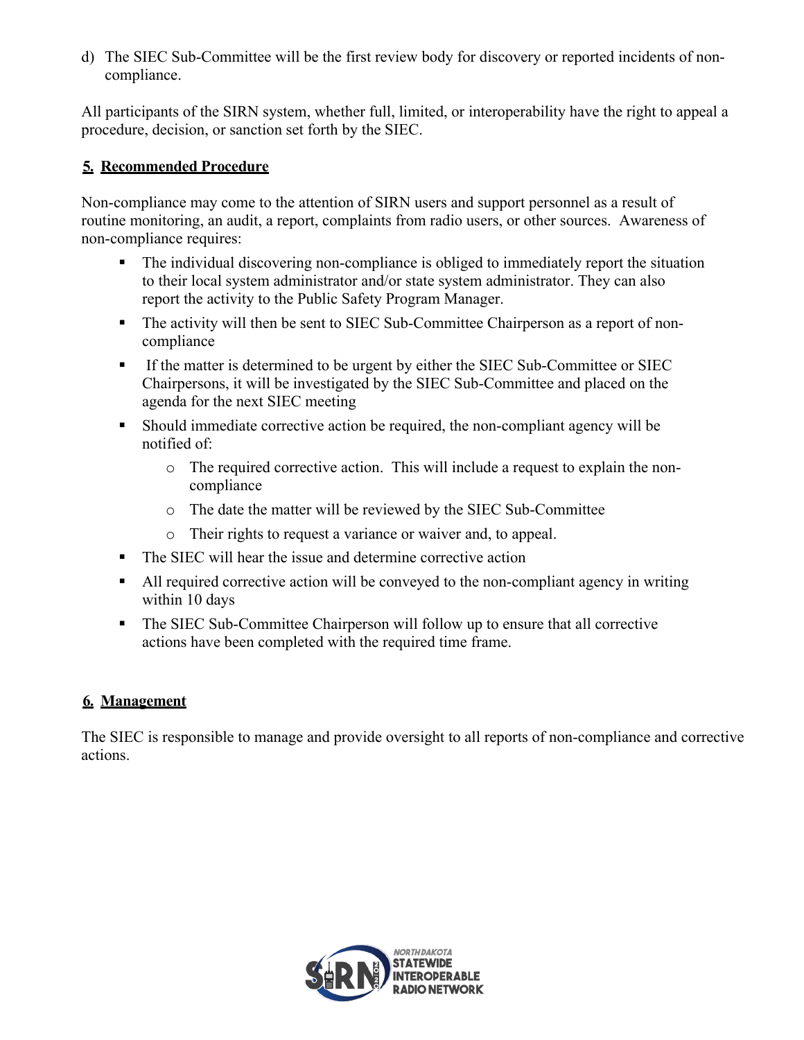d) The SIEC Sub-Committee will be the first review body for discovery or reported incidents of non-compliance.

All participants of the SIRN system, whether full, limited, or interoperability have the right to appeal a procedure, decision, or sanction set forth by the SIEC.

## 5. Recommended Procedure

Non-compliance may come to the attention of SIRN users and support personnel as a result of routine monitoring, an audit, a report, complaints from radio users, or other sources. Awareness of non-compliance requires:

- The individual discovering non-compliance is obliged to immediately report the situation to their local system administrator and/or state system administrator. They can also report the activity to the Public Safety Program Manager.
- The activity will then be sent to SIEC Sub-Committee Chairperson as a report of non-compliance
- If the matter is determined to be urgent by either the SIEC Sub-Committee or SIEC Chairpersons, it will be investigated by the SIEC Sub-Committee and placed on the agenda for the next SIEC meeting
- Should immediate corrective action be required, the non-compliant agency will be notified of:
  - The required corrective action. This will include a request to explain the non-compliance
  - The date the matter will be reviewed by the SIEC Sub-Committee
  - Their rights to request a variance or waiver and, to appeal.
- The SIEC will hear the issue and determine corrective action
- All required corrective action will be conveyed to the non-compliant agency in writing within 10 days
- The SIEC Sub-Committee Chairperson will follow up to ensure that all corrective actions have been completed with the required time frame.

## 6. Management

The SIEC is responsible to manage and provide oversight to all reports of non-compliance and corrective actions.